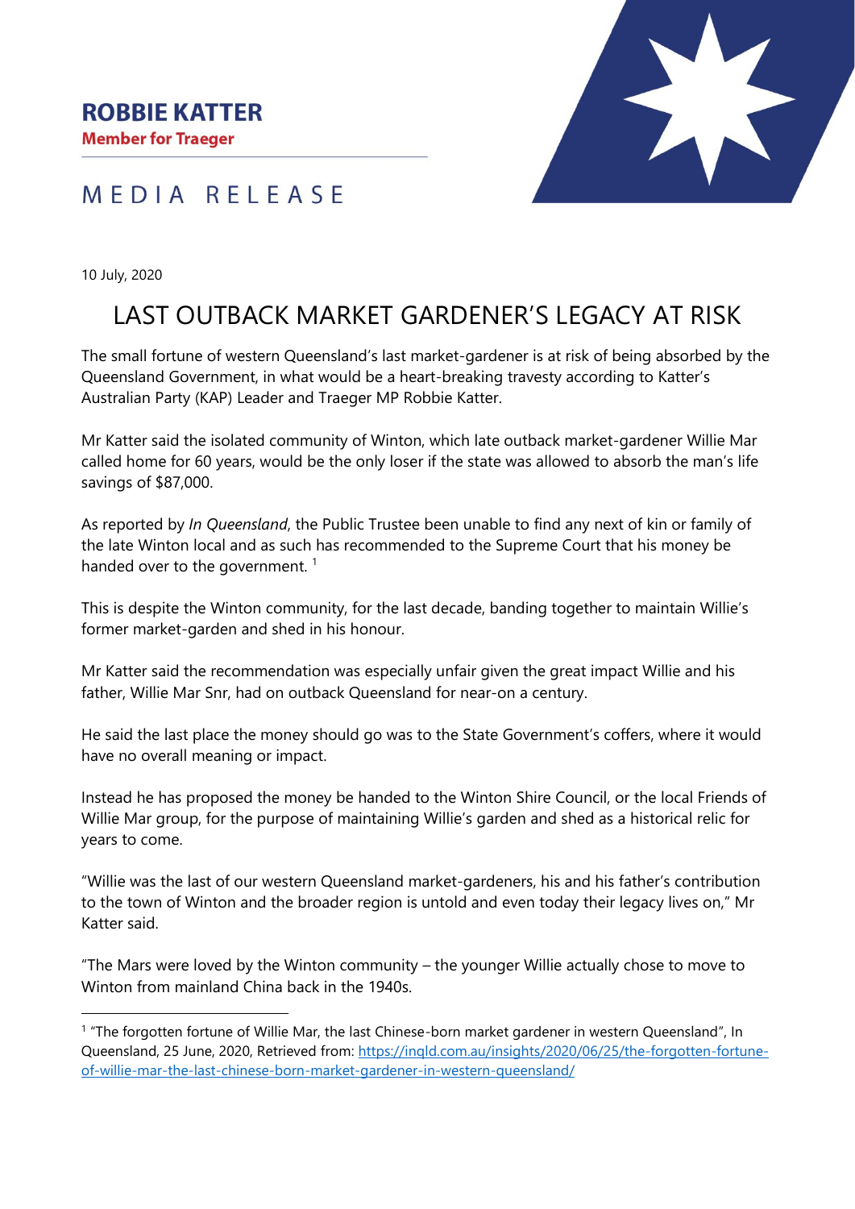**ROBBIE KATTER**
**Member for Traeger**

MEDIA RELEASE

10 July, 2020

# LAST OUTBACK MARKET GARDENER'S LEGACY AT RISK

The small fortune of western Queensland's last market-gardener is at risk of being absorbed by the Queensland Government, in what would be a heart-breaking travesty according to Katter's Australian Party (KAP) Leader and Traeger MP Robbie Katter.

Mr Katter said the isolated community of Winton, which late outback market-gardener Willie Mar called home for 60 years, would be the only loser if the state was allowed to absorb the man's life savings of $87,000.

As reported by *In Queensland*, the Public Trustee been unable to find any next of kin or family of the late Winton local and as such has recommended to the Supreme Court that his money be handed over to the government. [1]

This is despite the Winton community, for the last decade, banding together to maintain Willie's former market-garden and shed in his honour.

Mr Katter said the recommendation was especially unfair given the great impact Willie and his father, Willie Mar Snr, had on outback Queensland for near-on a century.

He said the last place the money should go was to the State Government's coffers, where it would have no overall meaning or impact.

Instead he has proposed the money be handed to the Winton Shire Council, or the local Friends of Willie Mar group, for the purpose of maintaining Willie's garden and shed as a historical relic for years to come.

"Willie was the last of our western Queensland market-gardeners, his and his father's contribution to the town of Winton and the broader region is untold and even today their legacy lives on," Mr Katter said.

"The Mars were loved by the Winton community – the younger Willie actually chose to move to Winton from mainland China back in the 1940s.

---

[1] "The forgotten fortune of Willie Mar, the last Chinese-born market gardener in western Queensland", In Queensland, 25 June, 2020, Retrieved from: https://inqld.com.au/insights/2020/06/25/the-forgotten-fortune-of-willie-mar-the-last-chinese-born-market-gardener-in-western-queensland/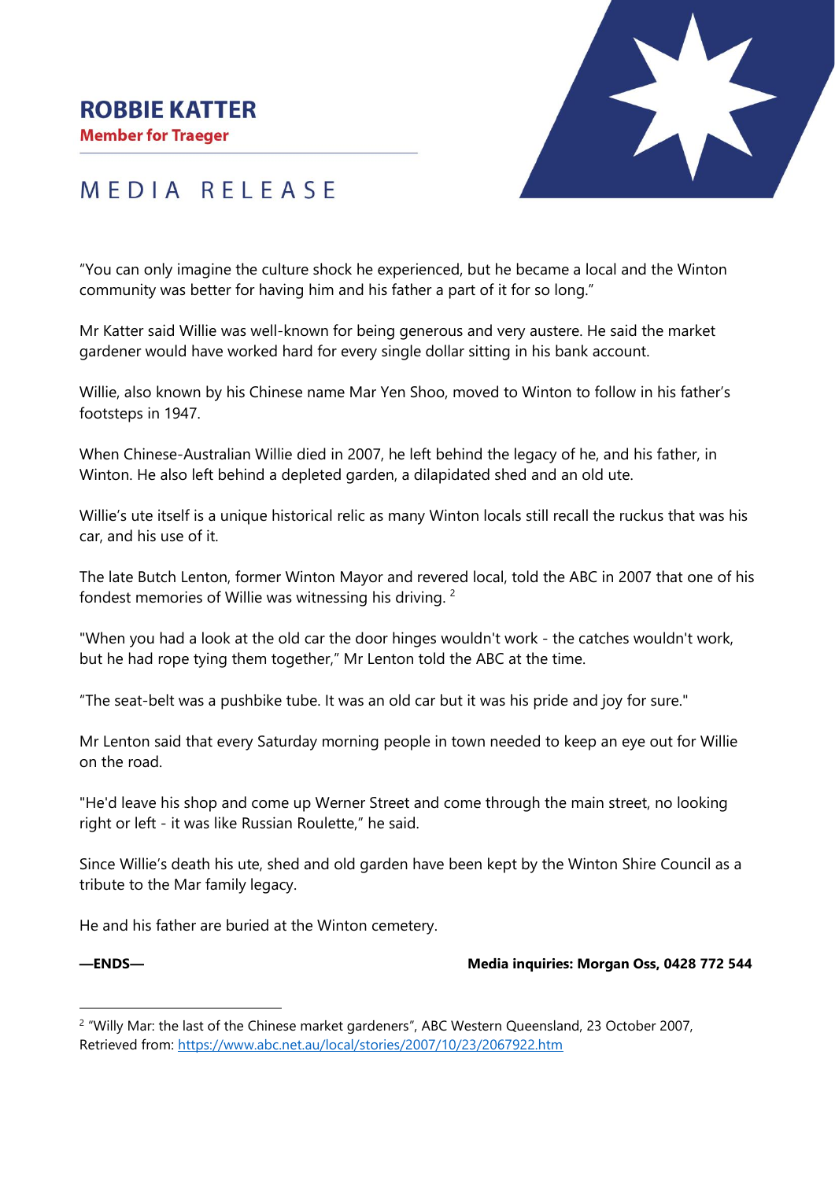# ROBBIE KATTER

**Member for Traeger**

MEDIA RELEASE

"You can only imagine the culture shock he experienced, but he became a local and the Winton community was better for having him and his father a part of it for so long."

Mr Katter said Willie was well-known for being generous and very austere. He said the market gardener would have worked hard for every single dollar sitting in his bank account.

Willie, also known by his Chinese name Mar Yen Shoo, moved to Winton to follow in his father's footsteps in 1947.

When Chinese-Australian Willie died in 2007, he left behind the legacy of he, and his father, in Winton. He also left behind a depleted garden, a dilapidated shed and an old ute.

Willie's ute itself is a unique historical relic as many Winton locals still recall the ruckus that was his car, and his use of it.

The late Butch Lenton, former Winton Mayor and revered local, told the ABC in 2007 that one of his fondest memories of Willie was witnessing his driving. [2]

"When you had a look at the old car the door hinges wouldn't work - the catches wouldn't work, but he had rope tying them together," Mr Lenton told the ABC at the time.

"The seat-belt was a pushbike tube. It was an old car but it was his pride and joy for sure."

Mr Lenton said that every Saturday morning people in town needed to keep an eye out for Willie on the road.

"He'd leave his shop and come up Werner Street and come through the main street, no looking right or left - it was like Russian Roulette," he said.

Since Willie's death his ute, shed and old garden have been kept by the Winton Shire Council as a tribute to the Mar family legacy.

He and his father are buried at the Winton cemetery.

**—ENDS—** **Media inquiries: Morgan Oss, 0428 772 544**

---

[2] "Willy Mar: the last of the Chinese market gardeners", ABC Western Queensland, 23 October 2007, Retrieved from: https://www.abc.net.au/local/stories/2007/10/23/2067922.htm